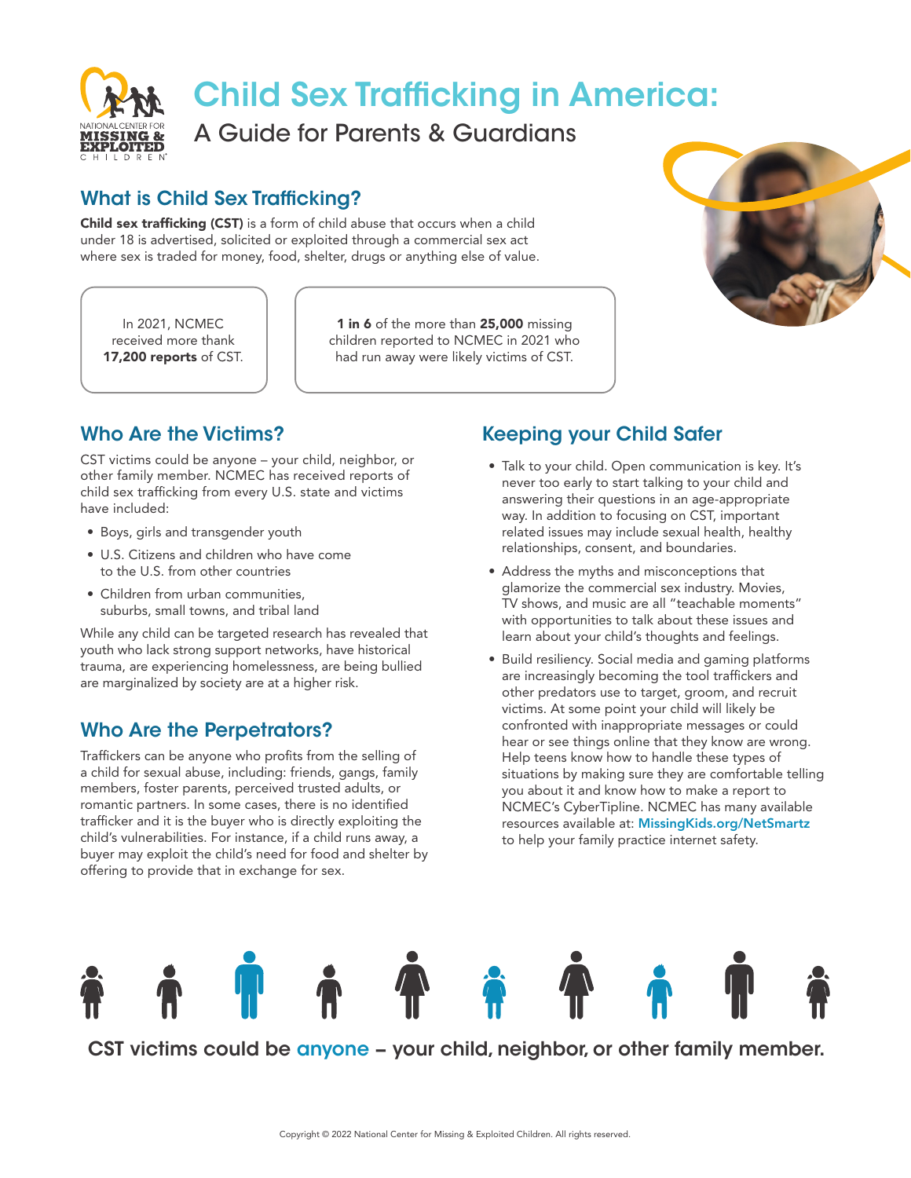# Child Sex Trafficking in America:

## A Guide for Parents & Guardians

## What is Child Sex Trafficking?

**Child sex trafficking (CST)** is a form of child abuse that occurs when a child under 18 is advertised, solicited or exploited through a commercial sex act where sex is traded for money, food, shelter, drugs or anything else of value.

In 2021, NCMEC received more thank **17,200 reports** of CST.

**1 in 6** of the more than **25,000** missing children reported to NCMEC in 2021 who had run away were likely victims of CST.

## Who Are the Victims?

CST victims could be anyone – your child, neighbor, or other family member. NCMEC has received reports of child sex trafficking from every U.S. state and victims have included:

- Boys, girls and transgender youth
- U.S. Citizens and children who have come to the U.S. from other countries
- Children from urban communities, suburbs, small towns, and tribal land

While any child can be targeted research has revealed that youth who lack strong support networks, have historical trauma, are experiencing homelessness, are being bullied are marginalized by society are at a higher risk.

## Who Are the Perpetrators?

Traffickers can be anyone who profits from the selling of a child for sexual abuse, including: friends, gangs, family members, foster parents, perceived trusted adults, or romantic partners. In some cases, there is no identified trafficker and it is the buyer who is directly exploiting the child's vulnerabilities. For instance, if a child runs away, a buyer may exploit the child's need for food and shelter by offering to provide that in exchange for sex.

## Keeping your Child Safer

- Talk to your child. Open communication is key. It's never too early to start talking to your child and answering their questions in an age-appropriate way. In addition to focusing on CST, important related issues may include sexual health, healthy relationships, consent, and boundaries.
- Address the myths and misconceptions that glamorize the commercial sex industry. Movies, TV shows, and music are all "teachable moments" with opportunities to talk about these issues and learn about your child's thoughts and feelings.
- Build resiliency. Social media and gaming platforms are increasingly becoming the tool traffickers and other predators use to target, groom, and recruit victims. At some point your child will likely be confronted with inappropriate messages or could hear or see things online that they know are wrong. Help teens know how to handle these types of situations by making sure they are comfortable telling you about it and know how to make a report to NCMEC's CyberTipline. NCMEC has many available resources available at: **MissingKids.org/NetSmartz** to help your family practice internet safety.

**CST victims could be anyone – your child, neighbor, or other family member.**

Copyright © 2022 National Center for Missing & Exploited Children. All rights reserved.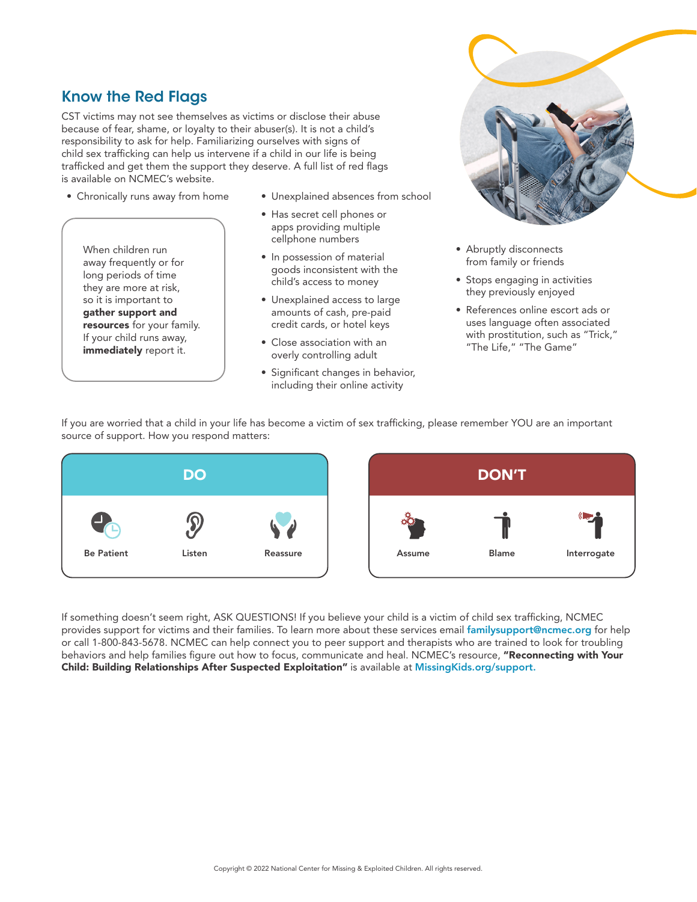## Know the Red Flags

CST victims may not see themselves as victims or disclose their abuse because of fear, shame, or loyalty to their abuser(s). It is not a child's responsibility to ask for help. Familiarizing ourselves with signs of child sex trafficking can help us intervene if a child in our life is being trafficked and get them the support they deserve. A full list of red flags is available on NCMEC's website.

- Chronically runs away from home

When children run away frequently or for long periods of time they are more at risk, so it is important to **gather support and resources** for your family. If your child runs away, **immediately** report it.

- Unexplained absences from school
- Has secret cell phones or apps providing multiple cellphone numbers
- In possession of material goods inconsistent with the child's access to money
- Unexplained access to large amounts of cash, pre-paid credit cards, or hotel keys
- Close association with an overly controlling adult
- Significant changes in behavior, including their online activity
- Abruptly disconnects from family or friends
- Stops engaging in activities they previously enjoyed
- References online escort ads or uses language often associated with prostitution, such as "Trick," "The Life," "The Game"

If you are worried that a child in your life has become a victim of sex trafficking, please remember YOU are an important source of support. How you respond matters:

| DO | | |
|---|---|---|
| Be Patient | Listen | Reassure |

| DON'T | | |
|---|---|---|
| Assume | Blame | Interrogate |

If something doesn't seem right, ASK QUESTIONS! If you believe your child is a victim of child sex trafficking, NCMEC provides support for victims and their families. To learn more about these services email familysupport@ncmec.org for help or call 1-800-843-5678. NCMEC can help connect you to peer support and therapists who are trained to look for troubling behaviors and help families figure out how to focus, communicate and heal. NCMEC's resource, **"Reconnecting with Your Child: Building Relationships After Suspected Exploitation"** is available at MissingKids.org/support.

Copyright © 2022 National Center for Missing & Exploited Children. All rights reserved.